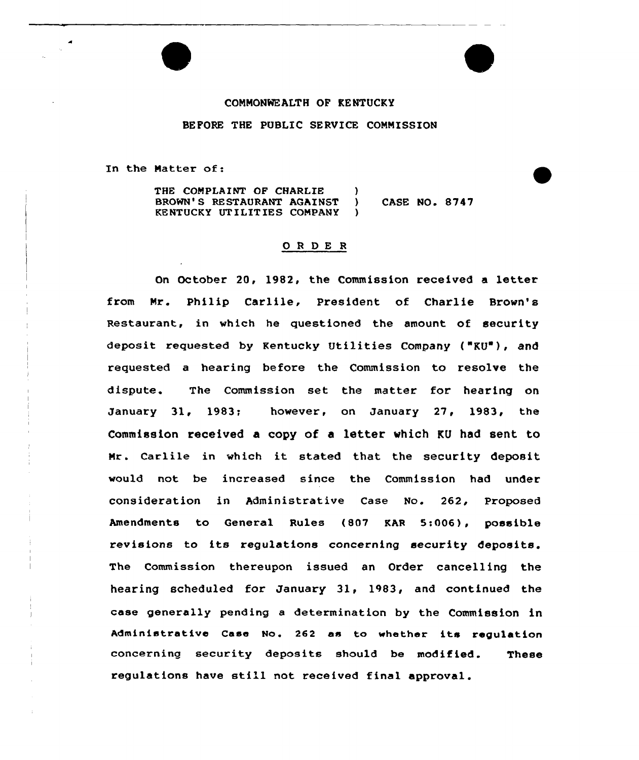COMMONWEALTH OF KENTUCKY

BEFORE THE PUBLIC SERVICE COMMISSION

In the Matter of:

THE COMPLAINT OF CHARLIE BROWN'S RESTAURANT AGAINST KENTUCKY UTILITIES COMPANY ) CASE NO. 8747

# O R D E R

On October 20, 1982, the Commission received a letter from Mr. Philip Carlile, President of Charlie Brown's Restaurant, in which he questioned the amount of security deposit requested by Kentucky Utilities Company ("KU"), and requested a hearing before the Commission to resolve the dispute. The Commission set the matter for hearing on January 31, 1983; however, on January 27, 1983, the Commission received a copy of a letter which KU had sent to Mr. Carlile in which it stated that the security deposit would not be increased since the Commission had under consideration in Administrative Case No. 262, Proposed Amendments to General Rules (807 KAR 5:006), possible revisions to its regulations concerning security deposits. The Commission thereupon issued an Order cancelling the hearing scheduled for January 31, 1983, and continued the case generally pending a determination by the Commission in Administrative Case No. 262 as to whether its regulation concerning security deposits should be modified. These regulations have still not received final approval.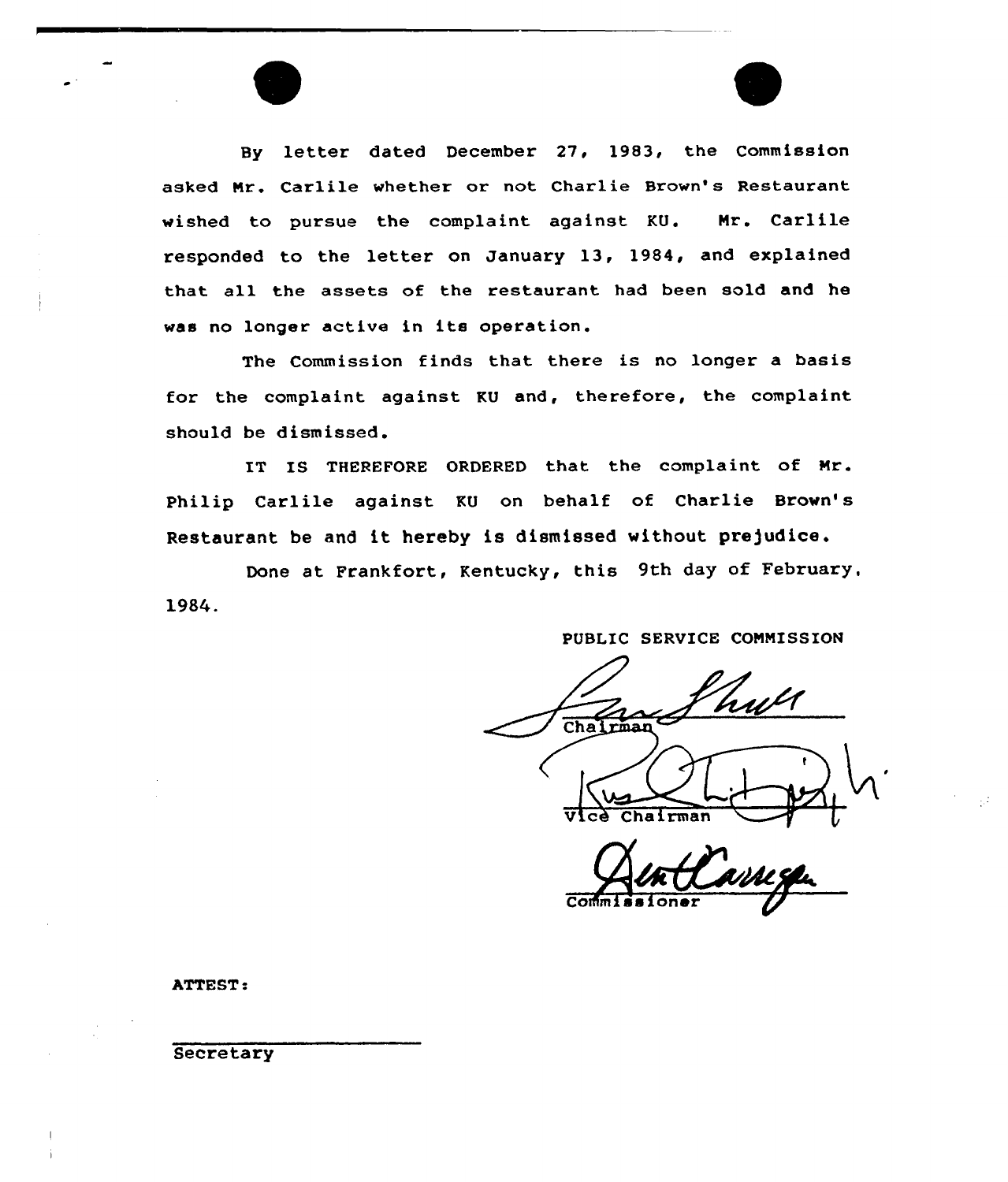By letter dated December 27, 1983, the Commission asked Mr. Carlile whether or not Charlie Brown's Restaurant wished to pursue the complaint against KU. Mr. Carlile responded to the letter on January 13, 1984, and explained that all the assets of the restaurant had been sold and he was no longer active in its operation.

The Commission finds that there is no longer a basis for the complaint against KU and, therefore, the complaint should be dismissed.

IT IS THEREFORE ORDERED that the complaint of Mr. Philip Carlile against KU on behalf of Charlie Brown's Restaurant be and it hereby is dismissed without prejudice.

Done at Frankfort, Kentucky, this 9th day of February, 1984.

PUBLIC SERVICE COMMISSION

Chairman

Vice Chairman

Commissioner

ATTEST:

Secretary